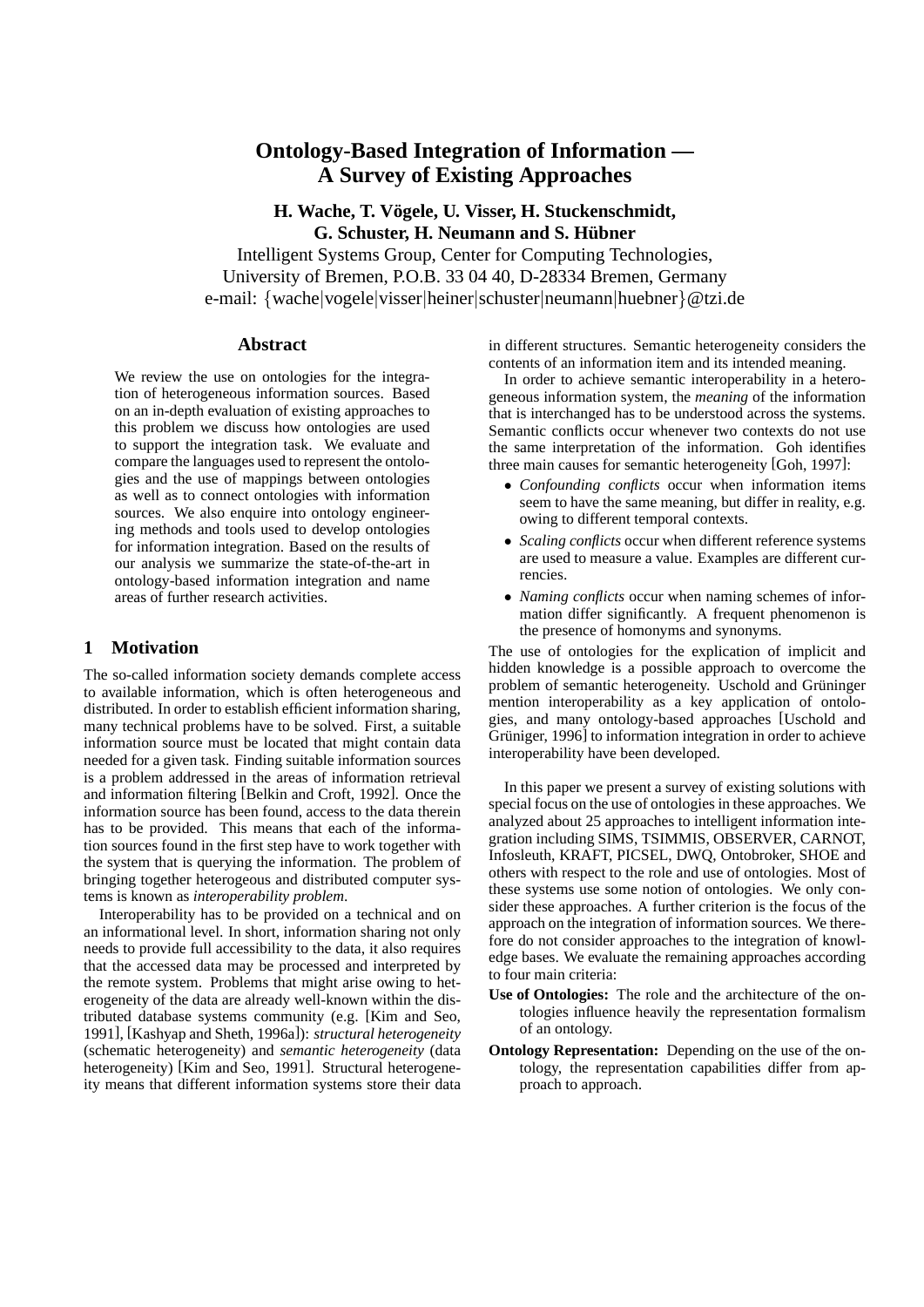# Ontology-Based Integration of Information — A Survey of Existing Approaches

**H. Wache, T. Vögele, U. Visser, H. Stuckenschmidt, G. Schuster, H. Neumann and S. Hübner**

Intelligent Systems Group, Center for Computing Technologies,
University of Bremen, P.O.B. 33 04 40, D-28334 Bremen, Germany
e-mail: {wache|vogele|visser|heiner|schuster|neumann|huebner}@tzi.de

## Abstract

We review the use on ontologies for the integration of heterogeneous information sources. Based on an in-depth evaluation of existing approaches to this problem we discuss how ontologies are used to support the integration task. We evaluate and compare the languages used to represent the ontologies and the use of mappings between ontologies as well as to connect ontologies with information sources. We also enquire into ontology engineering methods and tools used to develop ontologies for information integration. Based on the results of our analysis we summarize the state-of-the-art in ontology-based information integration and name areas of further research activities.

## 1 Motivation

The so-called information society demands complete access to available information, which is often heterogeneous and distributed. In order to establish efficient information sharing, many technical problems have to be solved. First, a suitable information source must be located that might contain data needed for a given task. Finding suitable information sources is a problem addressed in the areas of information retrieval and information filtering [Belkin and Croft, 1992]. Once the information source has been found, access to the data therein has to be provided. This means that each of the information sources found in the first step have to work together with the system that is querying the information. The problem of bringing together heterogeous and distributed computer systems is known as *interoperability problem*.

Interoperability has to be provided on a technical and on an informational level. In short, information sharing not only needs to provide full accessibility to the data, it also requires that the accessed data may be processed and interpreted by the remote system. Problems that might arise owing to heterogeneity of the data are already well-known within the distributed database systems community (e.g. [Kim and Seo, 1991], [Kashyap and Sheth, 1996a]): *structural heterogeneity* (schematic heterogeneity) and *semantic heterogeneity* (data heterogeneity) [Kim and Seo, 1991]. Structural heterogeneity means that different information systems store their data in different structures. Semantic heterogeneity considers the contents of an information item and its intended meaning.

In order to achieve semantic interoperability in a heterogeneous information system, the *meaning* of the information that is interchanged has to be understood across the systems. Semantic conflicts occur whenever two contexts do not use the same interpretation of the information. Goh identifies three main causes for semantic heterogeneity [Goh, 1997]:

- *Confounding conflicts* occur when information items seem to have the same meaning, but differ in reality, e.g. owing to different temporal contexts.
- *Scaling conflicts* occur when different reference systems are used to measure a value. Examples are different currencies.
- *Naming conflicts* occur when naming schemes of information differ significantly. A frequent phenomenon is the presence of homonyms and synonyms.

The use of ontologies for the explication of implicit and hidden knowledge is a possible approach to overcome the problem of semantic heterogeneity. Uschold and Grüninger mention interoperability as a key application of ontologies, and many ontology-based approaches [Uschold and Grüniger, 1996] to information integration in order to achieve interoperability have been developed.

In this paper we present a survey of existing solutions with special focus on the use of ontologies in these approaches. We analyzed about 25 approaches to intelligent information integration including SIMS, TSIMMIS, OBSERVER, CARNOT, Infosleuth, KRAFT, PICSEL, DWQ, Ontobroker, SHOE and others with respect to the role and use of ontologies. Most of these systems use some notion of ontologies. We only consider these approaches. A further criterion is the focus of the approach on the integration of information sources. We therefore do not consider approaches to the integration of knowledge bases. We evaluate the remaining approaches according to four main criteria:

**Use of Ontologies:** The role and the architecture of the ontologies influence heavily the representation formalism of an ontology.

**Ontology Representation:** Depending on the use of the ontology, the representation capabilities differ from approach to approach.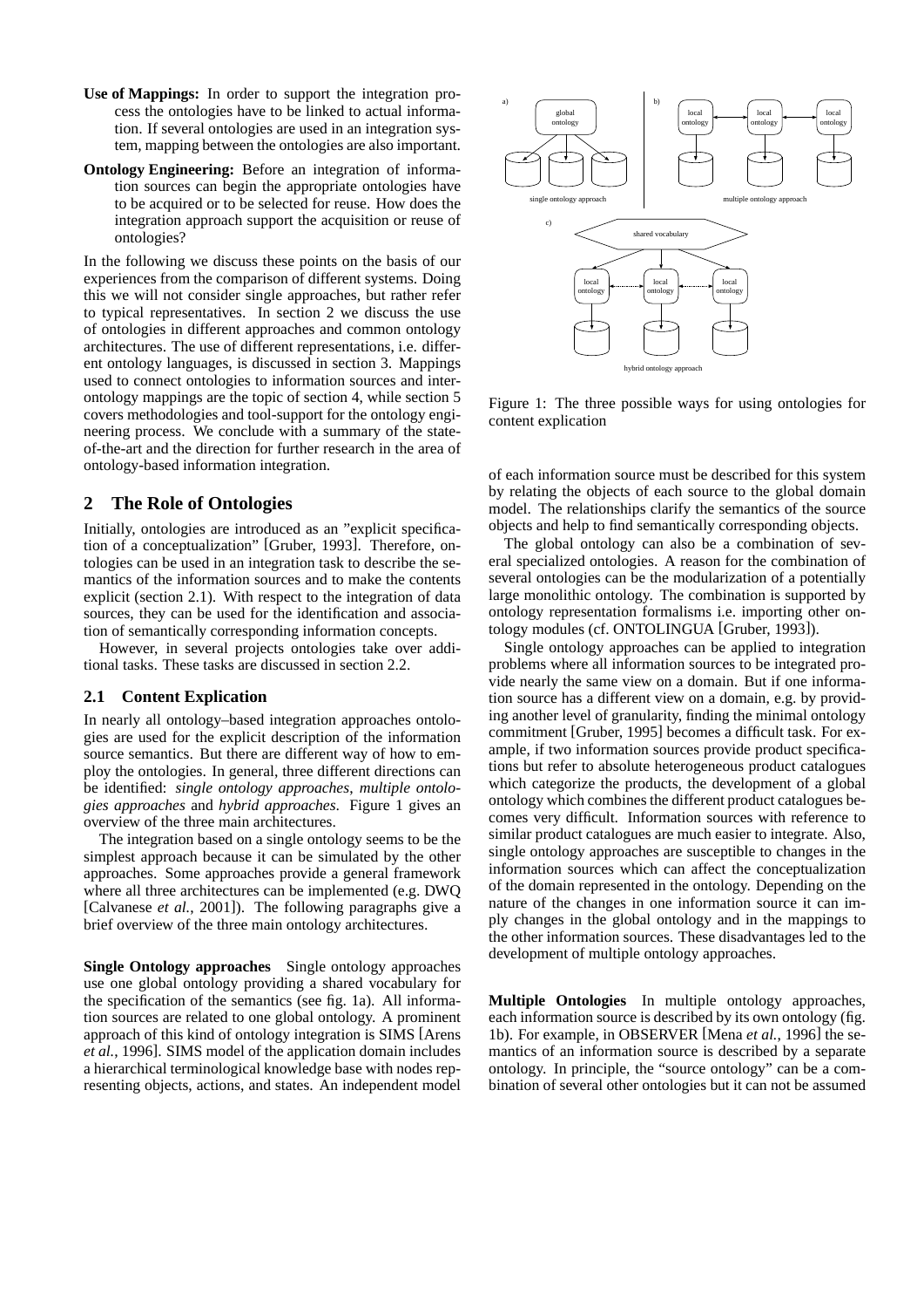**Use of Mappings:** In order to support the integration process the ontologies have to be linked to actual information. If several ontologies are used in an integration system, mapping between the ontologies are also important.

**Ontology Engineering:** Before an integration of information sources can begin the appropriate ontologies have to be acquired or to be selected for reuse. How does the integration approach support the acquisition or reuse of ontologies?

In the following we discuss these points on the basis of our experiences from the comparison of different systems. Doing this we will not consider single approaches, but rather refer to typical representatives. In section 2 we discuss the use of ontologies in different approaches and common ontology architectures. The use of different representations, i.e. different ontology languages, is discussed in section 3. Mappings used to connect ontologies to information sources and inter-ontology mappings are the topic of section 4, while section 5 covers methodologies and tool-support for the ontology engineering process. We conclude with a summary of the state-of-the-art and the direction for further research in the area of ontology-based information integration.

## 2 The Role of Ontologies

Initially, ontologies are introduced as an "explicit specification of a conceptualization" [Gruber, 1993]. Therefore, ontologies can be used in an integration task to describe the semantics of the information sources and to make the contents explicit (section 2.1). With respect to the integration of data sources, they can be used for the identification and association of semantically corresponding information concepts.

However, in several projects ontologies take over additional tasks. These tasks are discussed in section 2.2.

### 2.1 Content Explication

In nearly all ontology–based integration approaches ontologies are used for the explicit description of the information source semantics. But there are different way of how to employ the ontologies. In general, three different directions can be identified: *single ontology approaches*, *multiple ontologies approaches* and *hybrid approaches*. Figure 1 gives an overview of the three main architectures.

The integration based on a single ontology seems to be the simplest approach because it can be simulated by the other approaches. Some approaches provide a general framework where all three architectures can be implemented (e.g. DWQ [Calvanese *et al.*, 2001]). The following paragraphs give a brief overview of the three main ontology architectures.

**Single Ontology approaches** Single ontology approaches use one global ontology providing a shared vocabulary for the specification of the semantics (see fig. 1a). All information sources are related to one global ontology. A prominent approach of this kind of ontology integration is SIMS [Arens *et al.*, 1996]. SIMS model of the application domain includes a hierarchical terminological knowledge base with nodes representing objects, actions, and states. An independent model of each information source must be described for this system by relating the objects of each source to the global domain model. The relationships clarify the semantics of the source objects and help to find semantically corresponding objects.

Figure 1: The three possible ways for using ontologies for content explication

The global ontology can also be a combination of several specialized ontologies. A reason for the combination of several ontologies can be the modularization of a potentially large monolithic ontology. The combination is supported by ontology representation formalisms i.e. importing other ontology modules (cf. ONTOLINGUA [Gruber, 1993]).

Single ontology approaches can be applied to integration problems where all information sources to be integrated provide nearly the same view on a domain. But if one information source has a different view on a domain, e.g. by providing another level of granularity, finding the minimal ontology commitment [Gruber, 1995] becomes a difficult task. For example, if two information sources provide product specifications but refer to absolute heterogeneous product catalogues which categorize the products, the development of a global ontology which combines the different product catalogues becomes very difficult. Information sources with reference to similar product catalogues are much easier to integrate. Also, single ontology approaches are susceptible to changes in the information sources which can affect the conceptualization of the domain represented in the ontology. Depending on the nature of the changes in one information source it can imply changes in the global ontology and in the mappings to the other information sources. These disadvantages led to the development of multiple ontology approaches.

**Multiple Ontologies** In multiple ontology approaches, each information source is described by its own ontology (fig. 1b). For example, in OBSERVER [Mena *et al.*, 1996] the semantics of an information source is described by a separate ontology. In principle, the "source ontology" can be a combination of several other ontologies but it can not be assumed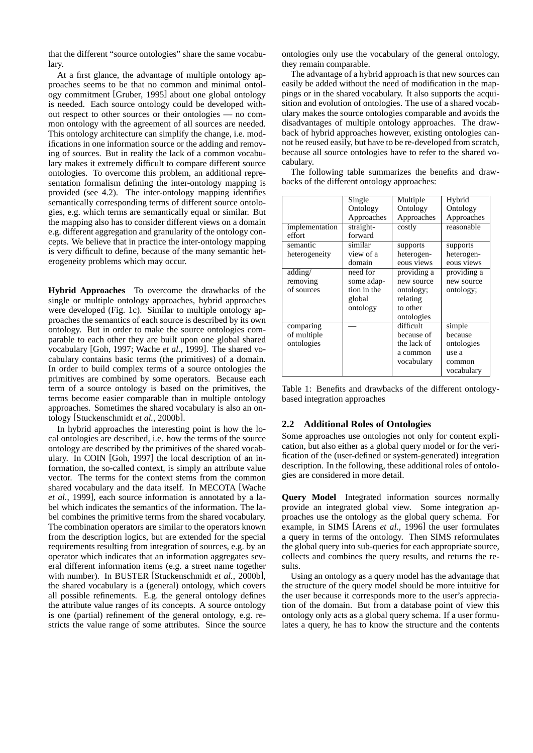that the different "source ontologies" share the same vocabulary.

At a first glance, the advantage of multiple ontology approaches seems to be that no common and minimal ontology commitment [Gruber, 1995] about one global ontology is needed. Each source ontology could be developed without respect to other sources or their ontologies — no common ontology with the agreement of all sources are needed. This ontology architecture can simplify the change, i.e. modifications in one information source or the adding and removing of sources. But in reality the lack of a common vocabulary makes it extremely difficult to compare different source ontologies. To overcome this problem, an additional representation formalism defining the inter-ontology mapping is provided (see 4.2). The inter-ontology mapping identifies semantically corresponding terms of different source ontologies, e.g. which terms are semantically equal or similar. But the mapping also has to consider different views on a domain e.g. different aggregation and granularity of the ontology concepts. We believe that in practice the inter-ontology mapping is very difficult to define, because of the many semantic heterogeneity problems which may occur.

**Hybrid Approaches** To overcome the drawbacks of the single or multiple ontology approaches, hybrid approaches were developed (Fig. 1c). Similar to multiple ontology approaches the semantics of each source is described by its own ontology. But in order to make the source ontologies comparable to each other they are built upon one global shared vocabulary [Goh, 1997; Wache *et al.*, 1999]. The shared vocabulary contains basic terms (the primitives) of a domain. In order to build complex terms of a source ontologies the primitives are combined by some operators. Because each term of a source ontology is based on the primitives, the terms become easier comparable than in multiple ontology approaches. Sometimes the shared vocabulary is also an ontology [Stuckenschmidt *et al.*, 2000b].

In hybrid approaches the interesting point is how the local ontologies are described, i.e. how the terms of the source ontology are described by the primitives of the shared vocabulary. In COIN [Goh, 1997] the local description of an information, the so-called context, is simply an attribute value vector. The terms for the context stems from the common shared vocabulary and the data itself. In MECOTA [Wache *et al.*, 1999], each source information is annotated by a label which indicates the semantics of the information. The label combines the primitive terms from the shared vocabulary. The combination operators are similar to the operators known from the description logics, but are extended for the special requirements resulting from integration of sources, e.g. by an operator which indicates that an information aggregates several different information items (e.g. a street name together with number). In BUSTER [Stuckenschmidt *et al.*, 2000b], the shared vocabulary is a (general) ontology, which covers all possible refinements. E.g. the general ontology defines the attribute value ranges of its concepts. A source ontology is one (partial) refinement of the general ontology, e.g. restricts the value range of some attributes. Since the source ontologies only use the vocabulary of the general ontology, they remain comparable.

The advantage of a hybrid approach is that new sources can easily be added without the need of modification in the mappings or in the shared vocabulary. It also supports the acquisition and evolution of ontologies. The use of a shared vocabulary makes the source ontologies comparable and avoids the disadvantages of multiple ontology approaches. The drawback of hybrid approaches however, existing ontologies cannot be reused easily, but have to be re-developed from scratch, because all source ontologies have to refer to the shared vocabulary.

The following table summarizes the benefits and drawbacks of the different ontology approaches:

| | Single Ontology Approaches | Multiple Ontology Approaches | Hybrid Ontology Approaches |
|---|---|---|---|
| implementation effort | straight-forward | costly | reasonable |
| semantic heterogeneity | similar view of a domain | supports heterogeneous views | supports heterogeneous views |
| adding/ removing of sources | need for some adaption in the global ontology | providing a new source ontology; relating to other ontologies | providing a new source ontology; |
| comparing of multiple ontologies | — | difficult because of the lack of a common vocabulary | simple because ontologies use a common vocabulary |

Table 1: Benefits and drawbacks of the different ontology-based integration approaches

## 2.2 Additional Roles of Ontologies

Some approaches use ontologies not only for content explication, but also either as a global query model or for the verification of the (user-defined or system-generated) integration description. In the following, these additional roles of ontologies are considered in more detail.

**Query Model** Integrated information sources normally provide an integrated global view. Some integration approaches use the ontology as the global query schema. For example, in SIMS [Arens *et al.*, 1996] the user formulates a query in terms of the ontology. Then SIMS reformulates the global query into sub-queries for each appropriate source, collects and combines the query results, and returns the results.

Using an ontology as a query model has the advantage that the structure of the query model should be more intuitive for the user because it corresponds more to the user's appreciation of the domain. But from a database point of view this ontology only acts as a global query schema. If a user formulates a query, he has to know the structure and the contents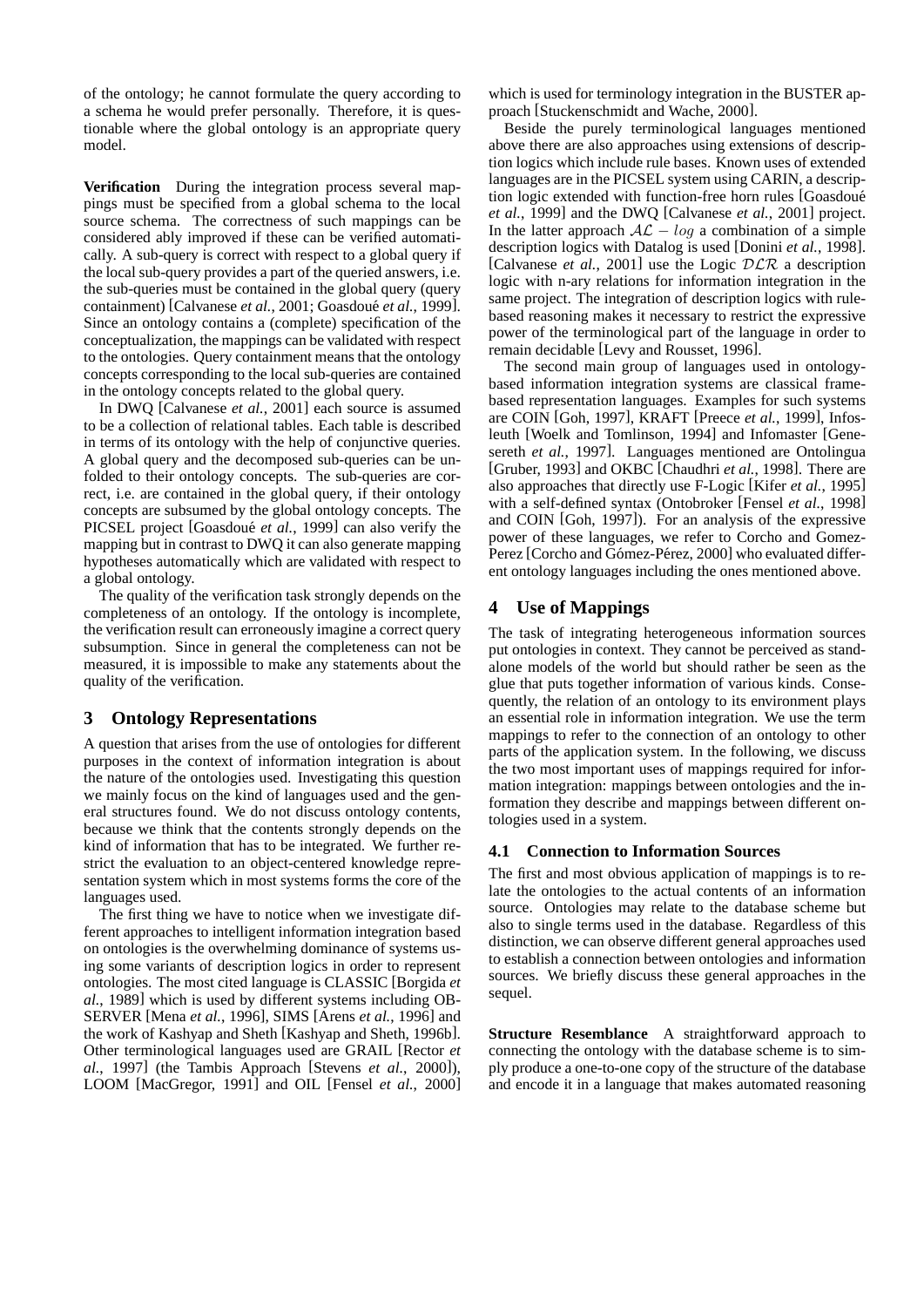of the ontology; he cannot formulate the query according to a schema he would prefer personally. Therefore, it is questionable where the global ontology is an appropriate query model.

**Verification** During the integration process several mappings must be specified from a global schema to the local source schema. The correctness of such mappings can be considered ably improved if these can be verified automatically. A sub-query is correct with respect to a global query if the local sub-query provides a part of the queried answers, i.e. the sub-queries must be contained in the global query (query containment) [Calvanese *et al.*, 2001; Goasdoué *et al.*, 1999]. Since an ontology contains a (complete) specification of the conceptualization, the mappings can be validated with respect to the ontologies. Query containment means that the ontology concepts corresponding to the local sub-queries are contained in the ontology concepts related to the global query.

In DWQ [Calvanese *et al.*, 2001] each source is assumed to be a collection of relational tables. Each table is described in terms of its ontology with the help of conjunctive queries. A global query and the decomposed sub-queries can be unfolded to their ontology concepts. The sub-queries are correct, i.e. are contained in the global query, if their ontology concepts are subsumed by the global ontology concepts. The PICSEL project [Goasdoué *et al.*, 1999] can also verify the mapping but in contrast to DWQ it can also generate mapping hypotheses automatically which are validated with respect to a global ontology.

The quality of the verification task strongly depends on the completeness of an ontology. If the ontology is incomplete, the verification result can erroneously imagine a correct query subsumption. Since in general the completeness can not be measured, it is impossible to make any statements about the quality of the verification.

## 3 Ontology Representations

A question that arises from the use of ontologies for different purposes in the context of information integration is about the nature of the ontologies used. Investigating this question we mainly focus on the kind of languages used and the general structures found. We do not discuss ontology contents, because we think that the contents strongly depends on the kind of information that has to be integrated. We further restrict the evaluation to an object-centered knowledge representation system which in most systems forms the core of the languages used.

The first thing we have to notice when we investigate different approaches to intelligent information integration based on ontologies is the overwhelming dominance of systems using some variants of description logics in order to represent ontologies. The most cited language is CLASSIC [Borgida *et al.*, 1989] which is used by different systems including OBSERVER [Mena *et al.*, 1996], SIMS [Arens *et al.*, 1996] and the work of Kashyap and Sheth [Kashyap and Sheth, 1996b]. Other terminological languages used are GRAIL [Rector *et al.*, 1997] (the Tambis Approach [Stevens *et al.*, 2000]), LOOM [MacGregor, 1991] and OIL [Fensel *et al.*, 2000] which is used for terminology integration in the BUSTER approach [Stuckenschmidt and Wache, 2000].

Beside the purely terminological languages mentioned above there are also approaches using extensions of description logics which include rule bases. Known uses of extended languages are in the PICSEL system using CARIN, a description logic extended with function-free horn rules [Goasdoué *et al.*, 1999] and the DWQ [Calvanese *et al.*, 2001] project. In the latter approach $\mathcal{AL} - log$ a combination of a simple description logics with Datalog is used [Donini *et al.*, 1998]. [Calvanese *et al.*, 2001] use the Logic $\mathcal{DLR}$ a description logic with n-ary relations for information integration in the same project. The integration of description logics with rule-based reasoning makes it necessary to restrict the expressive power of the terminological part of the language in order to remain decidable [Levy and Rousset, 1996].

The second main group of languages used in ontology-based information integration systems are classical frame-based representation languages. Examples for such systems are COIN [Goh, 1997], KRAFT [Preece *et al.*, 1999], Infosleuth [Woelk and Tomlinson, 1994] and Infomaster [Genesereth *et al.*, 1997]. Languages mentioned are Ontolingua [Gruber, 1993] and OKBC [Chaudhri *et al.*, 1998]. There are also approaches that directly use F-Logic [Kifer *et al.*, 1995] with a self-defined syntax (Ontobroker [Fensel *et al.*, 1998] and COIN [Goh, 1997]). For an analysis of the expressive power of these languages, we refer to Corcho and Gomez-Perez [Corcho and Gómez-Pérez, 2000] who evaluated different ontology languages including the ones mentioned above.

## 4 Use of Mappings

The task of integrating heterogeneous information sources put ontologies in context. They cannot be perceived as standalone models of the world but should rather be seen as the glue that puts together information of various kinds. Consequently, the relation of an ontology to its environment plays an essential role in information integration. We use the term mappings to refer to the connection of an ontology to other parts of the application system. In the following, we discuss the two most important uses of mappings required for information integration: mappings between ontologies and the information they describe and mappings between different ontologies used in a system.

### 4.1 Connection to Information Sources

The first and most obvious application of mappings is to relate the ontologies to the actual contents of an information source. Ontologies may relate to the database scheme but also to single terms used in the database. Regardless of this distinction, we can observe different general approaches used to establish a connection between ontologies and information sources. We briefly discuss these general approaches in the sequel.

**Structure Resemblance** A straightforward approach to connecting the ontology with the database scheme is to simply produce a one-to-one copy of the structure of the database and encode it in a language that makes automated reasoning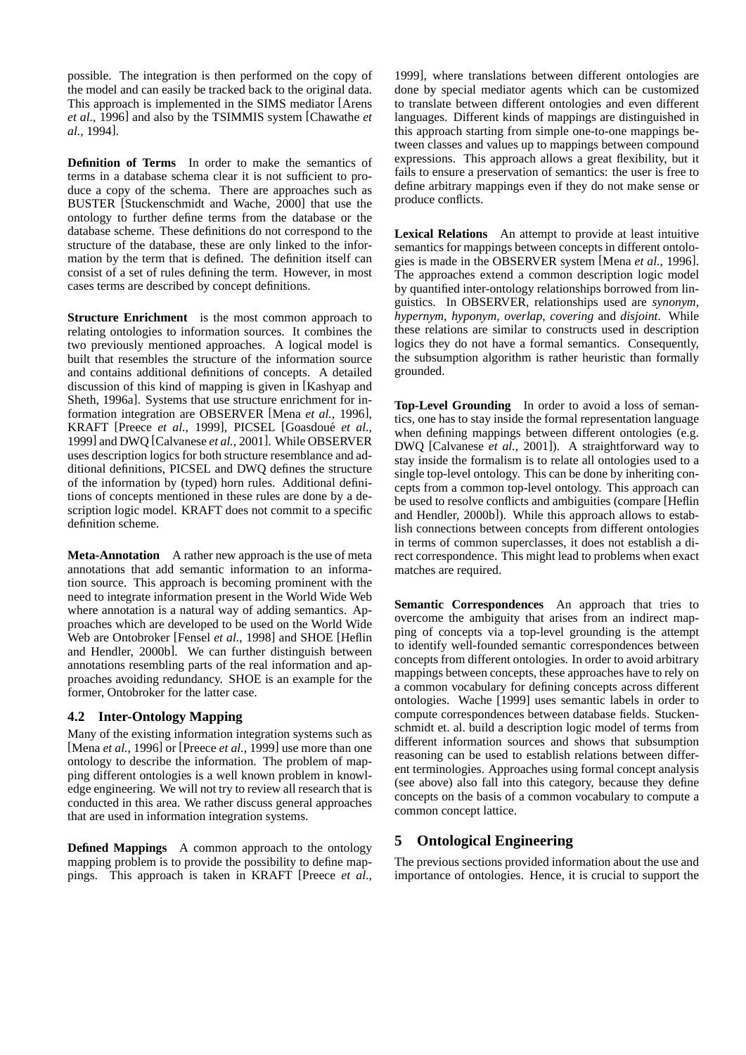possible. The integration is then performed on the copy of the model and can easily be tracked back to the original data. This approach is implemented in the SIMS mediator [Arens *et al.*, 1996] and also by the TSIMMIS system [Chawathe *et al.*, 1994].

**Definition of Terms** In order to make the semantics of terms in a database schema clear it is not sufficient to produce a copy of the schema. There are approaches such as BUSTER [Stuckenschmidt and Wache, 2000] that use the ontology to further define terms from the database or the database scheme. These definitions do not correspond to the structure of the database, these are only linked to the information by the term that is defined. The definition itself can consist of a set of rules defining the term. However, in most cases terms are described by concept definitions.

**Structure Enrichment** is the most common approach to relating ontologies to information sources. It combines the two previously mentioned approaches. A logical model is built that resembles the structure of the information source and contains additional definitions of concepts. A detailed discussion of this kind of mapping is given in [Kashyap and Sheth, 1996a]. Systems that use structure enrichment for information integration are OBSERVER [Mena *et al.*, 1996], KRAFT [Preece *et al.*, 1999], PICSEL [Goasdoué *et al.*, 1999] and DWQ [Calvanese *et al.*, 2001]. While OBSERVER uses description logics for both structure resemblance and additional definitions, PICSEL and DWQ defines the structure of the information by (typed) horn rules. Additional definitions of concepts mentioned in these rules are done by a description logic model. KRAFT does not commit to a specific definition scheme.

**Meta-Annotation** A rather new approach is the use of meta annotations that add semantic information to an information source. This approach is becoming prominent with the need to integrate information present in the World Wide Web where annotation is a natural way of adding semantics. Approaches which are developed to be used on the World Wide Web are Ontobroker [Fensel *et al.*, 1998] and SHOE [Heflin and Hendler, 2000b]. We can further distinguish between annotations resembling parts of the real information and approaches avoiding redundancy. SHOE is an example for the former, Ontobroker for the latter case.

### 4.2 Inter-Ontology Mapping

Many of the existing information integration systems such as [Mena *et al.*, 1996] or [Preece *et al.*, 1999] use more than one ontology to describe the information. The problem of mapping different ontologies is a well known problem in knowledge engineering. We will not try to review all research that is conducted in this area. We rather discuss general approaches that are used in information integration systems.

**Defined Mappings** A common approach to the ontology mapping problem is to provide the possibility to define mappings. This approach is taken in KRAFT [Preece *et al.*, 1999], where translations between different ontologies are done by special mediator agents which can be customized to translate between different ontologies and even different languages. Different kinds of mappings are distinguished in this approach starting from simple one-to-one mappings between classes and values up to mappings between compound expressions. This approach allows a great flexibility, but it fails to ensure a preservation of semantics: the user is free to define arbitrary mappings even if they do not make sense or produce conflicts.

**Lexical Relations** An attempt to provide at least intuitive semantics for mappings between concepts in different ontologies is made in the OBSERVER system [Mena *et al.*, 1996]. The approaches extend a common description logic model by quantified inter-ontology relationships borrowed from linguistics. In OBSERVER, relationships used are *synonym*, *hypernym*, *hyponym*, *overlap*, *covering* and *disjoint*. While these relations are similar to constructs used in description logics they do not have a formal semantics. Consequently, the subsumption algorithm is rather heuristic than formally grounded.

**Top-Level Grounding** In order to avoid a loss of semantics, one has to stay inside the formal representation language when defining mappings between different ontologies (e.g. DWQ [Calvanese *et al.*, 2001]). A straightforward way to stay inside the formalism is to relate all ontologies used to a single top-level ontology. This can be done by inheriting concepts from a common top-level ontology. This approach can be used to resolve conflicts and ambiguities (compare [Heflin and Hendler, 2000b]). While this approach allows to establish connections between concepts from different ontologies in terms of common superclasses, it does not establish a direct correspondence. This might lead to problems when exact matches are required.

**Semantic Correspondences** An approach that tries to overcome the ambiguity that arises from an indirect mapping of concepts via a top-level grounding is the attempt to identify well-founded semantic correspondences between concepts from different ontologies. In order to avoid arbitrary mappings between concepts, these approaches have to rely on a common vocabulary for defining concepts across different ontologies. Wache [1999] uses semantic labels in order to compute correspondences between database fields. Stuckenschmidt et. al. build a description logic model of terms from different information sources and shows that subsumption reasoning can be used to establish relations between different terminologies. Approaches using formal concept analysis (see above) also fall into this category, because they define concepts on the basis of a common vocabulary to compute a common concept lattice.

## 5 Ontological Engineering

The previous sections provided information about the use and importance of ontologies. Hence, it is crucial to support the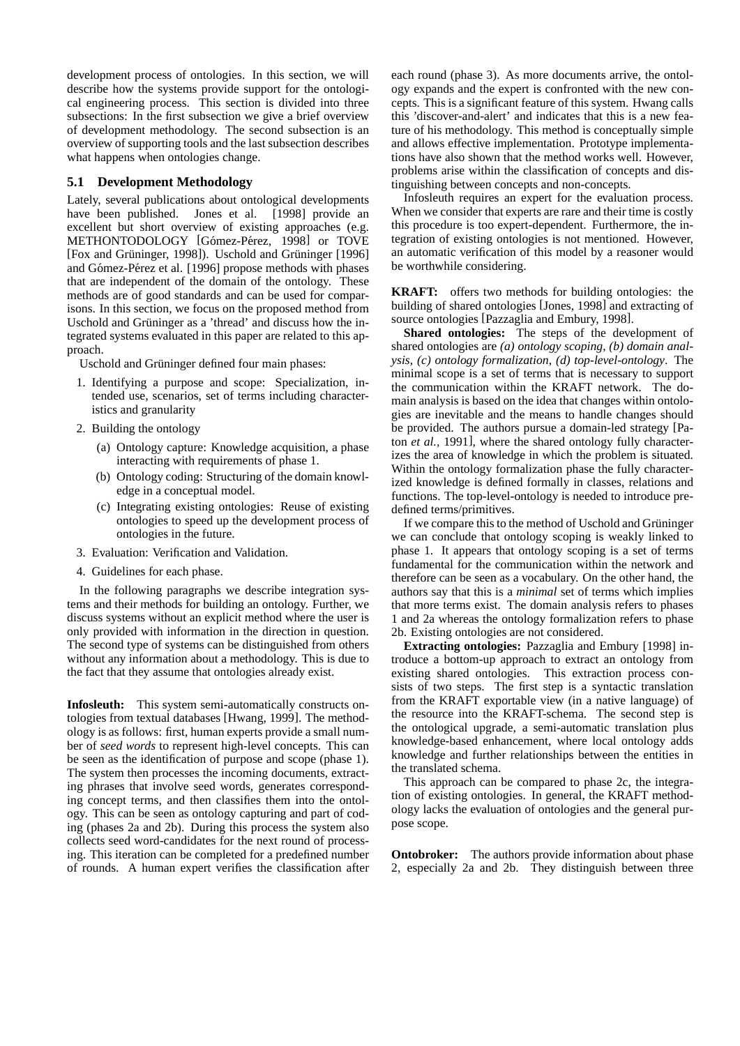development process of ontologies. In this section, we will describe how the systems provide support for the ontological engineering process. This section is divided into three subsections: In the first subsection we give a brief overview of development methodology. The second subsection is an overview of supporting tools and the last subsection describes what happens when ontologies change.

### 5.1 Development Methodology

Lately, several publications about ontological developments have been published. Jones et al. [1998] provide an excellent but short overview of existing approaches (e.g. METHONTODOLOGY [Gómez-Pérez, 1998] or TOVE [Fox and Grüninger, 1998]). Uschold and Grüninger [1996] and Gómez-Pérez et al. [1996] propose methods with phases that are independent of the domain of the ontology. These methods are of good standards and can be used for comparisons. In this section, we focus on the proposed method from Uschold and Grüninger as a 'thread' and discuss how the integrated systems evaluated in this paper are related to this approach.

Uschold and Grüninger defined four main phases:

1. Identifying a purpose and scope: Specialization, intended use, scenarios, set of terms including characteristics and granularity
2. Building the ontology
   (a) Ontology capture: Knowledge acquisition, a phase interacting with requirements of phase 1.
   (b) Ontology coding: Structuring of the domain knowledge in a conceptual model.
   (c) Integrating existing ontologies: Reuse of existing ontologies to speed up the development process of ontologies in the future.
3. Evaluation: Verification and Validation.
4. Guidelines for each phase.

In the following paragraphs we describe integration systems and their methods for building an ontology. Further, we discuss systems without an explicit method where the user is only provided with information in the direction in question. The second type of systems can be distinguished from others without any information about a methodology. This is due to the fact that they assume that ontologies already exist.

**Infosleuth:** This system semi-automatically constructs ontologies from textual databases [Hwang, 1999]. The methodology is as follows: first, human experts provide a small number of *seed words* to represent high-level concepts. This can be seen as the identification of purpose and scope (phase 1). The system then processes the incoming documents, extracting phrases that involve seed words, generates corresponding concept terms, and then classifies them into the ontology. This can be seen as ontology capturing and part of coding (phases 2a and 2b). During this process the system also collects seed word-candidates for the next round of processing. This iteration can be completed for a predefined number of rounds. A human expert verifies the classification after each round (phase 3). As more documents arrive, the ontology expands and the expert is confronted with the new concepts. This is a significant feature of this system. Hwang calls this 'discover-and-alert' and indicates that this is a new feature of his methodology. This method is conceptually simple and allows effective implementation. Prototype implementations have also shown that the method works well. However, problems arise within the classification of concepts and distinguishing between concepts and non-concepts.

Infosleuth requires an expert for the evaluation process. When we consider that experts are rare and their time is costly this procedure is too expert-dependent. Furthermore, the integration of existing ontologies is not mentioned. However, an automatic verification of this model by a reasoner would be worthwhile considering.

**KRAFT:** offers two methods for building ontologies: the building of shared ontologies [Jones, 1998] and extracting of source ontologies [Pazzaglia and Embury, 1998].

**Shared ontologies:** The steps of the development of shared ontologies are *(a) ontology scoping*, *(b) domain analysis*, *(c) ontology formalization*, *(d) top-level-ontology*. The minimal scope is a set of terms that is necessary to support the communication within the KRAFT network. The domain analysis is based on the idea that changes within ontologies are inevitable and the means to handle changes should be provided. The authors pursue a domain-led strategy [Paton *et al.*, 1991], where the shared ontology fully characterizes the area of knowledge in which the problem is situated. Within the ontology formalization phase the fully characterized knowledge is defined formally in classes, relations and functions. The top-level-ontology is needed to introduce predefined terms/primitives.

If we compare this to the method of Uschold and Grüninger we can conclude that ontology scoping is weakly linked to phase 1. It appears that ontology scoping is a set of terms fundamental for the communication within the network and therefore can be seen as a vocabulary. On the other hand, the authors say that this is a *minimal* set of terms which implies that more terms exist. The domain analysis refers to phases 1 and 2a whereas the ontology formalization refers to phase 2b. Existing ontologies are not considered.

**Extracting ontologies:** Pazzaglia and Embury [1998] introduce a bottom-up approach to extract an ontology from existing shared ontologies. This extraction process consists of two steps. The first step is a syntactic translation from the KRAFT exportable view (in a native language) of the resource into the KRAFT-schema. The second step is the ontological upgrade, a semi-automatic translation plus knowledge-based enhancement, where local ontology adds knowledge and further relationships between the entities in the translated schema.

This approach can be compared to phase 2c, the integration of existing ontologies. In general, the KRAFT methodology lacks the evaluation of ontologies and the general purpose scope.

**Ontobroker:** The authors provide information about phase 2, especially 2a and 2b. They distinguish between three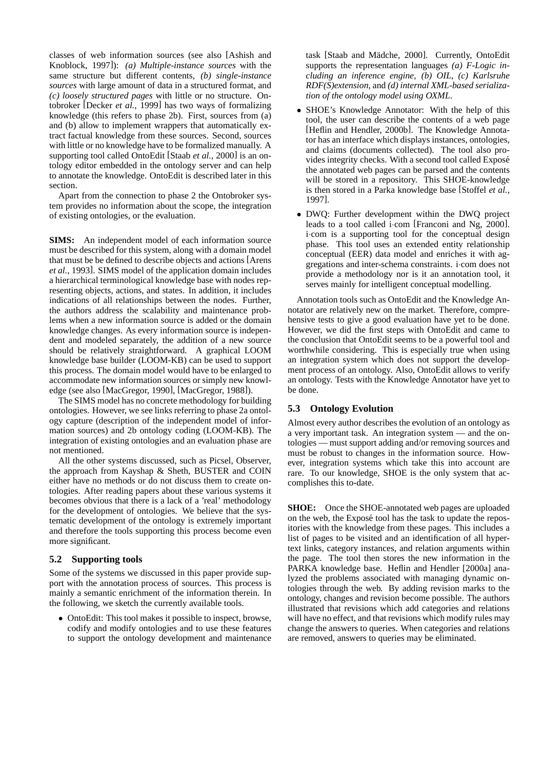classes of web information sources (see also [Ashish and Knoblock, 1997]): *(a) Multiple-instance sources* with the same structure but different contents, *(b) single-instance sources* with large amount of data in a structured format, and *(c) loosely structured pages* with little or no structure. Ontobroker [Decker *et al.*, 1999] has two ways of formalizing knowledge (this refers to phase 2b). First, sources from (a) and (b) allow to implement wrappers that automatically extract factual knowledge from these sources. Second, sources with little or no knowledge have to be formalized manually. A supporting tool called OntoEdit [Staab *et al.*, 2000] is an ontology editor embedded in the ontology server and can help to annotate the knowledge. OntoEdit is described later in this section.

Apart from the connection to phase 2 the Ontobroker system provides no information about the scope, the integration of existing ontologies, or the evaluation.

**SIMS:** An independent model of each information source must be described for this system, along with a domain model that must be be defined to describe objects and actions [Arens *et al.*, 1993]. SIMS model of the application domain includes a hierarchical terminological knowledge base with nodes representing objects, actions, and states. In addition, it includes indications of all relationships between the nodes. Further, the authors address the scalability and maintenance problems when a new information source is added or the domain knowledge changes. As every information source is independent and modeled separately, the addition of a new source should be relatively straightforward. A graphical LOOM knowledge base builder (LOOM-KB) can be used to support this process. The domain model would have to be enlarged to accommodate new information sources or simply new knowledge (see also [MacGregor, 1990], [MacGregor, 1988]).

The SIMS model has no concrete methodology for building ontologies. However, we see links referring to phase 2a ontology capture (description of the independent model of information sources) and 2b ontology coding (LOOM-KB). The integration of existing ontologies and an evaluation phase are not mentioned.

All the other systems discussed, such as Picsel, Observer, the approach from Kayshap & Sheth, BUSTER and COIN either have no methods or do not discuss them to create ontologies. After reading papers about these various systems it becomes obvious that there is a lack of a 'real' methodology for the development of ontologies. We believe that the systematic development of the ontology is extremely important and therefore the tools supporting this process become even more significant.

### 5.2 Supporting tools

Some of the systems we discussed in this paper provide support with the annotation process of sources. This process is mainly a semantic enrichment of the information therein. In the following, we sketch the currently available tools.

- OntoEdit: This tool makes it possible to inspect, browse, codify and modify ontologies and to use these features to support the ontology development and maintenance task [Staab and Mädche, 2000]. Currently, OntoEdit supports the representation languages *(a) F-Logic including an inference engine*, *(b) OIL*, *(c) Karlsruhe RDF(S)extension*, and *(d) internal XML-based serialization of the ontology model using OXML*.
- SHOE's Knowledge Annotator: With the help of this tool, the user can describe the contents of a web page [Heflin and Hendler, 2000b]. The Knowledge Annotator has an interface which displays instances, ontologies, and claims (documents collected). The tool also provides integrity checks. With a second tool called Exposé the annotated web pages can be parsed and the contents will be stored in a repository. This SHOE-knowledge is then stored in a Parka knowledge base [Stoffel *et al.*, 1997].
- DWQ: Further development within the DWQ project leads to a tool called i·com [Franconi and Ng, 2000]. i·com is a supporting tool for the conceptual design phase. This tool uses an extended entity relationship conceptual (EER) data model and enriches it with aggregations and inter-schema constraints. i·com does not provide a methodology nor is it an annotation tool, it serves mainly for intelligent conceptual modelling.

Annotation tools such as OntoEdit and the Knowledge Annotator are relatively new on the market. Therefore, comprehensive tests to give a good evaluation have yet to be done. However, we did the first steps with OntoEdit and came to the conclusion that OntoEdit seems to be a powerful tool and worthwhile considering. This is especially true when using an integration system which does not support the development process of an ontology. Also, OntoEdit allows to verify an ontology. Tests with the Knowledge Annotator have yet to be done.

### 5.3 Ontology Evolution

Almost every author describes the evolution of an ontology as a very important task. An integration system — and the ontologies — must support adding and/or removing sources and must be robust to changes in the information source. However, integration systems which take this into account are rare. To our knowledge, SHOE is the only system that accomplishes this to-date.

**SHOE:** Once the SHOE-annotated web pages are uploaded on the web, the Exposé tool has the task to update the repositories with the knowledge from these pages. This includes a list of pages to be visited and an identification of all hypertext links, category instances, and relation arguments within the page. The tool then stores the new information in the PARKA knowledge base. Heflin and Hendler [2000a] analyzed the problems associated with managing dynamic ontologies through the web. By adding revision marks to the ontology, changes and revision become possible. The authors illustrated that revisions which add categories and relations will have no effect, and that revisions which modify rules may change the answers to queries. When categories and relations are removed, answers to queries may be eliminated.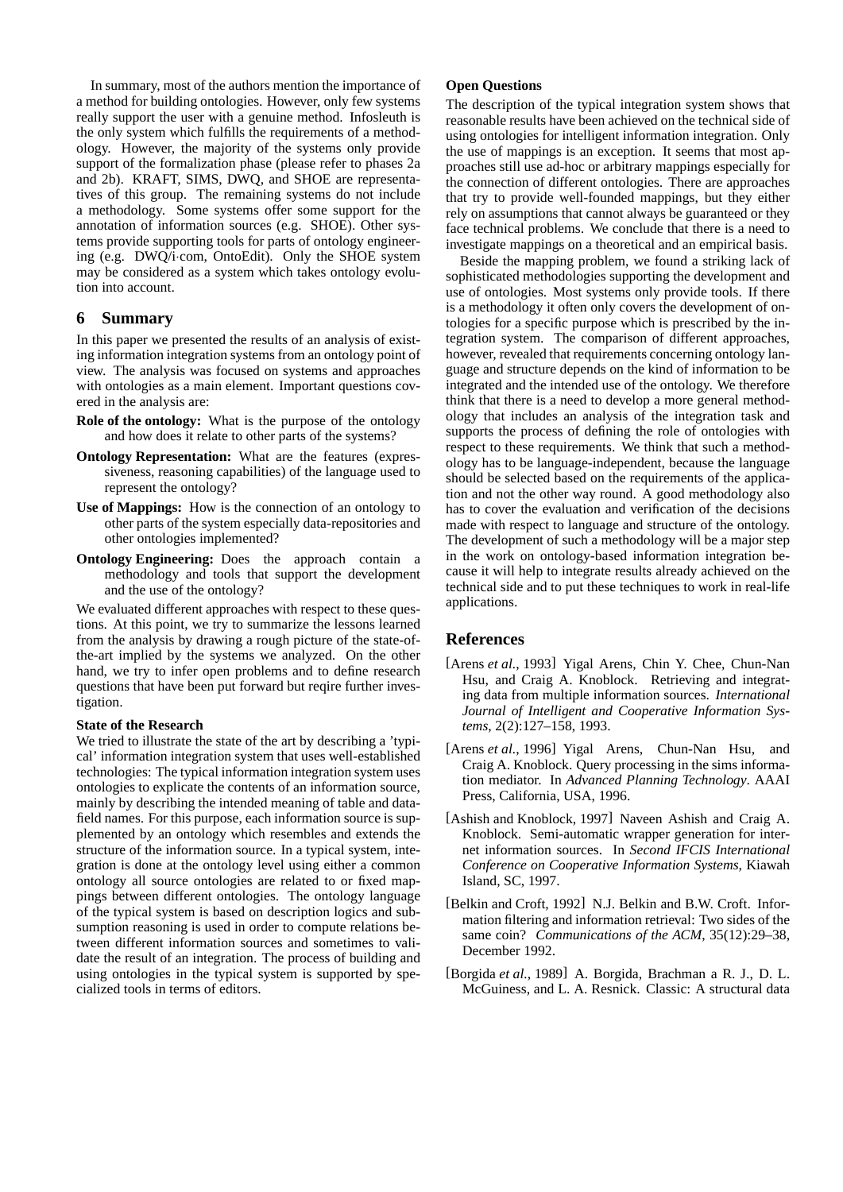In summary, most of the authors mention the importance of a method for building ontologies. However, only few systems really support the user with a genuine method. Infosleuth is the only system which fulfills the requirements of a methodology. However, the majority of the systems only provide support of the formalization phase (please refer to phases 2a and 2b). KRAFT, SIMS, DWQ, and SHOE are representatives of this group. The remaining systems do not include a methodology. Some systems offer some support for the annotation of information sources (e.g. SHOE). Other systems provide supporting tools for parts of ontology engineering (e.g. DWQ/i·com, OntoEdit). Only the SHOE system may be considered as a system which takes ontology evolution into account.

## 6 Summary

In this paper we presented the results of an analysis of existing information integration systems from an ontology point of view. The analysis was focused on systems and approaches with ontologies as a main element. Important questions covered in the analysis are:

**Role of the ontology:** What is the purpose of the ontology and how does it relate to other parts of the systems?

**Ontology Representation:** What are the features (expressiveness, reasoning capabilities) of the language used to represent the ontology?

**Use of Mappings:** How is the connection of an ontology to other parts of the system especially data-repositories and other ontologies implemented?

**Ontology Engineering:** Does the approach contain a methodology and tools that support the development and the use of the ontology?

We evaluated different approaches with respect to these questions. At this point, we try to summarize the lessons learned from the analysis by drawing a rough picture of the state-of-the-art implied by the systems we analyzed. On the other hand, we try to infer open problems and to define research questions that have been put forward but reqire further investigation.

**State of the Research**

We tried to illustrate the state of the art by describing a 'typical' information integration system that uses well-established technologies: The typical information integration system uses ontologies to explicate the contents of an information source, mainly by describing the intended meaning of table and data-field names. For this purpose, each information source is supplemented by an ontology which resembles and extends the structure of the information source. In a typical system, integration is done at the ontology level using either a common ontology all source ontologies are related to or fixed mappings between different ontologies. The ontology language of the typical system is based on description logics and subsumption reasoning is used in order to compute relations between different information sources and sometimes to validate the result of an integration. The process of building and using ontologies in the typical system is supported by specialized tools in terms of editors.

**Open Questions**

The description of the typical integration system shows that reasonable results have been achieved on the technical side of using ontologies for intelligent information integration. Only the use of mappings is an exception. It seems that most approaches still use ad-hoc or arbitrary mappings especially for the connection of different ontologies. There are approaches that try to provide well-founded mappings, but they either rely on assumptions that cannot always be guaranteed or they face technical problems. We conclude that there is a need to investigate mappings on a theoretical and an empirical basis.

Beside the mapping problem, we found a striking lack of sophisticated methodologies supporting the development and use of ontologies. Most systems only provide tools. If there is a methodology it often only covers the development of ontologies for a specific purpose which is prescribed by the integration system. The comparison of different approaches, however, revealed that requirements concerning ontology language and structure depends on the kind of information to be integrated and the intended use of the ontology. We therefore think that there is a need to develop a more general methodology that includes an analysis of the integration task and supports the process of defining the role of ontologies with respect to these requirements. We think that such a methodology has to be language-independent, because the language should be selected based on the requirements of the application and not the other way round. A good methodology also has to cover the evaluation and verification of the decisions made with respect to language and structure of the ontology. The development of such a methodology will be a major step in the work on ontology-based information integration because it will help to integrate results already achieved on the technical side and to put these techniques to work in real-life applications.

## References

[Arens *et al.*, 1993] Yigal Arens, Chin Y. Chee, Chun-Nan Hsu, and Craig A. Knoblock. Retrieving and integrating data from multiple information sources. *International Journal of Intelligent and Cooperative Information Systems*, 2(2):127–158, 1993.

[Arens *et al.*, 1996] Yigal Arens, Chun-Nan Hsu, and Craig A. Knoblock. Query processing in the sims information mediator. In *Advanced Planning Technology*. AAAI Press, California, USA, 1996.

[Ashish and Knoblock, 1997] Naveen Ashish and Craig A. Knoblock. Semi-automatic wrapper generation for internet information sources. In *Second IFCIS International Conference on Cooperative Information Systems*, Kiawah Island, SC, 1997.

[Belkin and Croft, 1992] N.J. Belkin and B.W. Croft. Information filtering and information retrieval: Two sides of the same coin? *Communications of the ACM*, 35(12):29–38, December 1992.

[Borgida *et al.*, 1989] A. Borgida, Brachman a R. J., D. L. McGuiness, and L. A. Resnick. Classic: A structural data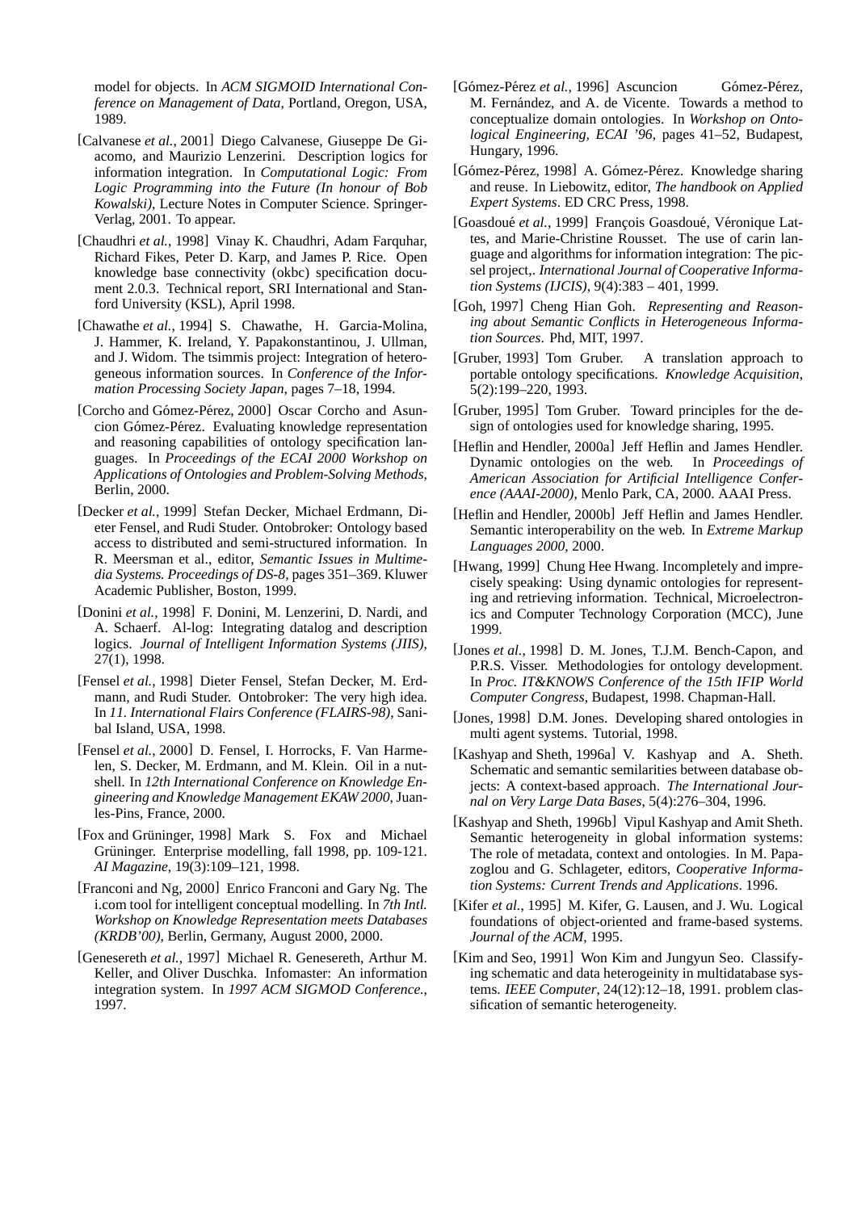model for objects. In *ACM SIGMOID International Conference on Management of Data*, Portland, Oregon, USA, 1989.

[Calvanese *et al.*, 2001] Diego Calvanese, Giuseppe De Giacomo, and Maurizio Lenzerini. Description logics for information integration. In *Computational Logic: From Logic Programming into the Future (In honour of Bob Kowalski)*, Lecture Notes in Computer Science. Springer-Verlag, 2001. To appear.

[Chaudhri *et al.*, 1998] Vinay K. Chaudhri, Adam Farquhar, Richard Fikes, Peter D. Karp, and James P. Rice. Open knowledge base connectivity (okbc) specification document 2.0.3. Technical report, SRI International and Stanford University (KSL), April 1998.

[Chawathe *et al.*, 1994] S. Chawathe, H. Garcia-Molina, J. Hammer, K. Ireland, Y. Papakonstantinou, J. Ullman, and J. Widom. The tsimmis project: Integration of heterogeneous information sources. In *Conference of the Information Processing Society Japan*, pages 7–18, 1994.

[Corcho and Gómez-Pérez, 2000] Oscar Corcho and Asuncion Gómez-Pérez. Evaluating knowledge representation and reasoning capabilities of ontology specification languages. In *Proceedings of the ECAI 2000 Workshop on Applications of Ontologies and Problem-Solving Methods*, Berlin, 2000.

[Decker *et al.*, 1999] Stefan Decker, Michael Erdmann, Dieter Fensel, and Rudi Studer. Ontobroker: Ontology based access to distributed and semi-structured information. In R. Meersman et al., editor, *Semantic Issues in Multimedia Systems. Proceedings of DS-8*, pages 351–369. Kluwer Academic Publisher, Boston, 1999.

[Donini *et al.*, 1998] F. Donini, M. Lenzerini, D. Nardi, and A. Schaerf. Al-log: Integrating datalog and description logics. *Journal of Intelligent Information Systems (JIIS)*, 27(1), 1998.

[Fensel *et al.*, 1998] Dieter Fensel, Stefan Decker, M. Erdmann, and Rudi Studer. Ontobroker: The very high idea. In *11. International Flairs Conference (FLAIRS-98)*, Sanibal Island, USA, 1998.

[Fensel *et al.*, 2000] D. Fensel, I. Horrocks, F. Van Harmelen, S. Decker, M. Erdmann, and M. Klein. Oil in a nutshell. In *12th International Conference on Knowledge Engineering and Knowledge Management EKAW 2000*, Juan-les-Pins, France, 2000.

[Fox and Grüninger, 1998] Mark S. Fox and Michael Grüninger. Enterprise modelling, fall 1998, pp. 109-121. *AI Magazine*, 19(3):109–121, 1998.

[Franconi and Ng, 2000] Enrico Franconi and Gary Ng. The i.com tool for intelligent conceptual modelling. In *7th Intl. Workshop on Knowledge Representation meets Databases (KRDB'00)*, Berlin, Germany, August 2000, 2000.

[Genesereth *et al.*, 1997] Michael R. Genesereth, Arthur M. Keller, and Oliver Duschka. Infomaster: An information integration system. In *1997 ACM SIGMOD Conference.*, 1997.

[Gómez-Pérez *et al.*, 1996] Asuncion Gómez-Pérez, M. Fernández, and A. de Vicente. Towards a method to conceptualize domain ontologies. In *Workshop on Ontological Engineering, ECAI '96*, pages 41–52, Budapest, Hungary, 1996.

[Gómez-Pérez, 1998] A. Gómez-Pérez. Knowledge sharing and reuse. In Liebowitz, editor, *The handbook on Applied Expert Systems*. ED CRC Press, 1998.

[Goasdoué *et al.*, 1999] François Goasdoué, Véronique Lattes, and Marie-Christine Rousset. The use of carin language and algorithms for information integration: The picsel project,. *International Journal of Cooperative Information Systems (IJCIS)*, 9(4):383 – 401, 1999.

[Goh, 1997] Cheng Hian Goh. *Representing and Reasoning about Semantic Conflicts in Heterogeneous Information Sources*. Phd, MIT, 1997.

[Gruber, 1993] Tom Gruber. A translation approach to portable ontology specifications. *Knowledge Acquisition*, 5(2):199–220, 1993.

[Gruber, 1995] Tom Gruber. Toward principles for the design of ontologies used for knowledge sharing, 1995.

[Heflin and Hendler, 2000a] Jeff Heflin and James Hendler. Dynamic ontologies on the web. In *Proceedings of American Association for Artificial Intelligence Conference (AAAI-2000)*, Menlo Park, CA, 2000. AAAI Press.

[Heflin and Hendler, 2000b] Jeff Heflin and James Hendler. Semantic interoperability on the web. In *Extreme Markup Languages 2000*, 2000.

[Hwang, 1999] Chung Hee Hwang. Incompletely and imprecisely speaking: Using dynamic ontologies for representing and retrieving information. Technical, Microelectronics and Computer Technology Corporation (MCC), June 1999.

[Jones *et al.*, 1998] D. M. Jones, T.J.M. Bench-Capon, and P.R.S. Visser. Methodologies for ontology development. In *Proc. IT&KNOWS Conference of the 15th IFIP World Computer Congress*, Budapest, 1998. Chapman-Hall.

[Jones, 1998] D.M. Jones. Developing shared ontologies in multi agent systems. Tutorial, 1998.

[Kashyap and Sheth, 1996a] V. Kashyap and A. Sheth. Schematic and semantic similarities between database objects: A context-based approach. *The International Journal on Very Large Data Bases*, 5(4):276–304, 1996.

[Kashyap and Sheth, 1996b] Vipul Kashyap and Amit Sheth. Semantic heterogeneity in global information systems: The role of metadata, context and ontologies. In M. Papazoglou and G. Schlageter, editors, *Cooperative Information Systems: Current Trends and Applications*. 1996.

[Kifer *et al.*, 1995] M. Kifer, G. Lausen, and J. Wu. Logical foundations of object-oriented and frame-based systems. *Journal of the ACM*, 1995.

[Kim and Seo, 1991] Won Kim and Jungyun Seo. Classifying schematic and data heterogeinity in multidatabase systems. *IEEE Computer*, 24(12):12–18, 1991. problem classification of semantic heterogeneity.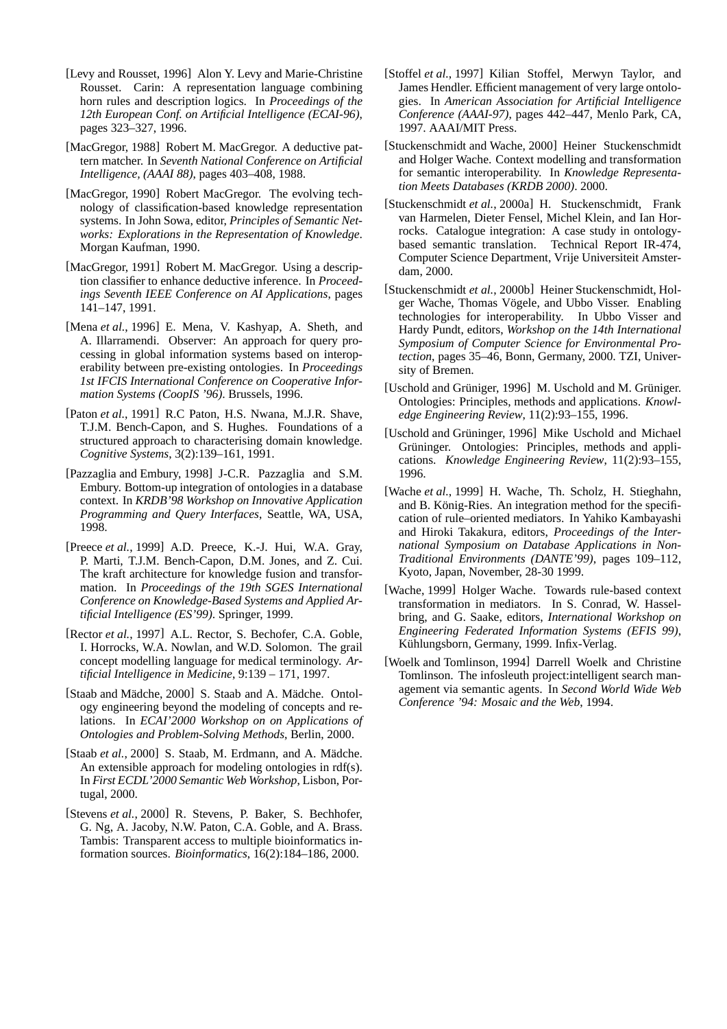[Levy and Rousset, 1996] Alon Y. Levy and Marie-Christine Rousset. Carin: A representation language combining horn rules and description logics. In *Proceedings of the 12th European Conf. on Artificial Intelligence (ECAI-96)*, pages 323–327, 1996.

[MacGregor, 1988] Robert M. MacGregor. A deductive pattern matcher. In *Seventh National Conference on Artificial Intelligence, (AAAI 88)*, pages 403–408, 1988.

[MacGregor, 1990] Robert MacGregor. The evolving technology of classification-based knowledge representation systems. In John Sowa, editor, *Principles of Semantic Networks: Explorations in the Representation of Knowledge*. Morgan Kaufman, 1990.

[MacGregor, 1991] Robert M. MacGregor. Using a description classifier to enhance deductive inference. In *Proceedings Seventh IEEE Conference on AI Applications*, pages 141–147, 1991.

[Mena *et al.*, 1996] E. Mena, V. Kashyap, A. Sheth, and A. Illarramendi. Observer: An approach for query processing in global information systems based on interoperability between pre-existing ontologies. In *Proceedings 1st IFCIS International Conference on Cooperative Information Systems (CoopIS '96)*. Brussels, 1996.

[Paton *et al.*, 1991] R.C Paton, H.S. Nwana, M.J.R. Shave, T.J.M. Bench-Capon, and S. Hughes. Foundations of a structured approach to characterising domain knowledge. *Cognitive Systems*, 3(2):139–161, 1991.

[Pazzaglia and Embury, 1998] J-C.R. Pazzaglia and S.M. Embury. Bottom-up integration of ontologies in a database context. In *KRDB'98 Workshop on Innovative Application Programming and Query Interfaces*, Seattle, WA, USA, 1998.

[Preece *et al.*, 1999] A.D. Preece, K.-J. Hui, W.A. Gray, P. Marti, T.J.M. Bench-Capon, D.M. Jones, and Z. Cui. The kraft architecture for knowledge fusion and transformation. In *Proceedings of the 19th SGES International Conference on Knowledge-Based Systems and Applied Artificial Intelligence (ES'99)*. Springer, 1999.

[Rector *et al.*, 1997] A.L. Rector, S. Bechofer, C.A. Goble, I. Horrocks, W.A. Nowlan, and W.D. Solomon. The grail concept modelling language for medical terminology. *Artificial Intelligence in Medicine*, 9:139 – 171, 1997.

[Staab and Mädche, 2000] S. Staab and A. Mädche. Ontology engineering beyond the modeling of concepts and relations. In *ECAI'2000 Workshop on on Applications of Ontologies and Problem-Solving Methods*, Berlin, 2000.

[Staab *et al.*, 2000] S. Staab, M. Erdmann, and A. Mädche. An extensible approach for modeling ontologies in rdf(s). In *First ECDL'2000 Semantic Web Workshop*, Lisbon, Portugal, 2000.

[Stevens *et al.*, 2000] R. Stevens, P. Baker, S. Bechhofer, G. Ng, A. Jacoby, N.W. Paton, C.A. Goble, and A. Brass. Tambis: Transparent access to multiple bioinformatics information sources. *Bioinformatics*, 16(2):184–186, 2000.

[Stoffel *et al.*, 1997] Kilian Stoffel, Merwyn Taylor, and James Hendler. Efficient management of very large ontologies. In *American Association for Artificial Intelligence Conference (AAAI-97)*, pages 442–447, Menlo Park, CA, 1997. AAAI/MIT Press.

[Stuckenschmidt and Wache, 2000] Heiner Stuckenschmidt and Holger Wache. Context modelling and transformation for semantic interoperability. In *Knowledge Representation Meets Databases (KRDB 2000)*. 2000.

[Stuckenschmidt *et al.*, 2000a] H. Stuckenschmidt, Frank van Harmelen, Dieter Fensel, Michel Klein, and Ian Horrocks. Catalogue integration: A case study in ontology-based semantic translation. Technical Report IR-474, Computer Science Department, Vrije Universiteit Amsterdam, 2000.

[Stuckenschmidt *et al.*, 2000b] Heiner Stuckenschmidt, Holger Wache, Thomas Vögele, and Ubbo Visser. Enabling technologies for interoperability. In Ubbo Visser and Hardy Pundt, editors, *Workshop on the 14th International Symposium of Computer Science for Environmental Protection*, pages 35–46, Bonn, Germany, 2000. TZI, University of Bremen.

[Uschold and Grüniger, 1996] M. Uschold and M. Grüniger. Ontologies: Principles, methods and applications. *Knowledge Engineering Review*, 11(2):93–155, 1996.

[Uschold and Grüninger, 1996] Mike Uschold and Michael Grüninger. Ontologies: Principles, methods and applications. *Knowledge Engineering Review*, 11(2):93–155, 1996.

[Wache *et al.*, 1999] H. Wache, Th. Scholz, H. Stieghahn, and B. König-Ries. An integration method for the specification of rule–oriented mediators. In Yahiko Kambayashi and Hiroki Takakura, editors, *Proceedings of the International Symposium on Database Applications in Non-Traditional Environments (DANTE'99)*, pages 109–112, Kyoto, Japan, November, 28-30 1999.

[Wache, 1999] Holger Wache. Towards rule-based context transformation in mediators. In S. Conrad, W. Hasselbring, and G. Saake, editors, *International Workshop on Engineering Federated Information Systems (EFIS 99)*, Kühlungsborn, Germany, 1999. Infix-Verlag.

[Woelk and Tomlinson, 1994] Darrell Woelk and Christine Tomlinson. The infosleuth project:intelligent search management via semantic agents. In *Second World Wide Web Conference '94: Mosaic and the Web*, 1994.